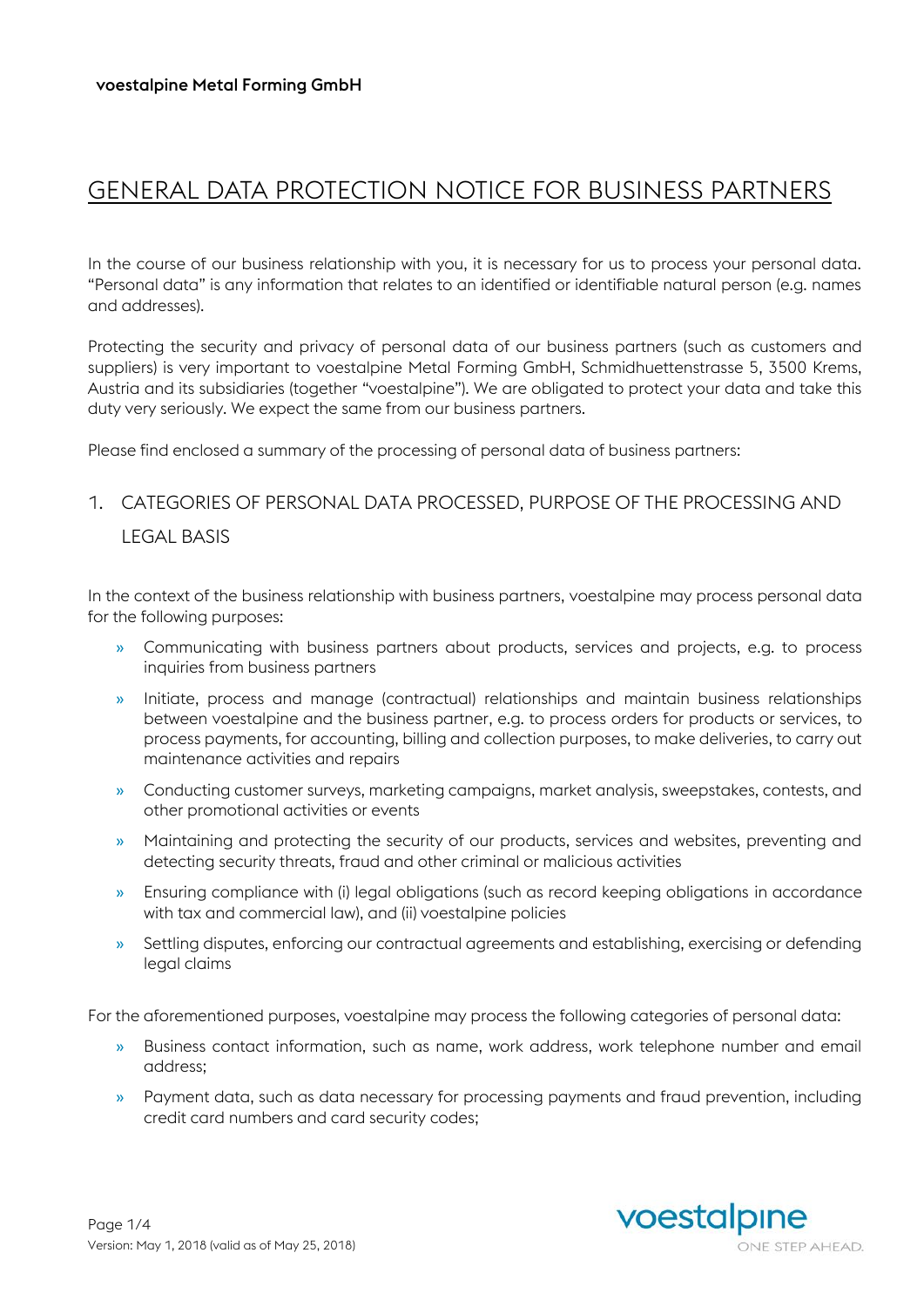voestalpine Metal Forming GmbH

# GENERAL DATA PROTECTION NOTICE FOR BUSINESS PARTNERS

In the course of our business relationship with you, it is necessary for us to process your personal data. "Personal data" is any information that relates to an identified or identifiable natural person (e.g. names and addresses).

Protecting the security and privacy of personal data of our business partners (such as customers and suppliers) is very important to voestalpine Metal Forming GmbH, Schmidhuettenstrasse 5, 3500 Krems, Austria and its subsidiaries (together "voestalpine"). We are obligated to protect your data and take this duty very seriously. We expect the same from our business partners.

Please find enclosed a summary of the processing of personal data of business partners:

## 1. CATEGORIES OF PERSONAL DATA PROCESSED, PURPOSE OF THE PROCESSING AND LEGAL BASIS

In the context of the business relationship with business partners, voestalpine may process personal data for the following purposes:

- Communicating with business partners about products, services and projects, e.g. to process inquiries from business partners
- Initiate, process and manage (contractual) relationships and maintain business relationships between voestalpine and the business partner, e.g. to process orders for products or services, to process payments, for accounting, billing and collection purposes, to make deliveries, to carry out maintenance activities and repairs
- Conducting customer surveys, marketing campaigns, market analysis, sweepstakes, contests, and other promotional activities or events
- Maintaining and protecting the security of our products, services and websites, preventing and detecting security threats, fraud and other criminal or malicious activities
- Ensuring compliance with (i) legal obligations (such as record keeping obligations in accordance with tax and commercial law), and (ii) voestalpine policies
- Settling disputes, enforcing our contractual agreements and establishing, exercising or defending legal claims

For the aforementioned purposes, voestalpine may process the following categories of personal data:

- Business contact information, such as name, work address, work telephone number and email address;
- Payment data, such as data necessary for processing payments and fraud prevention, including credit card numbers and card security codes;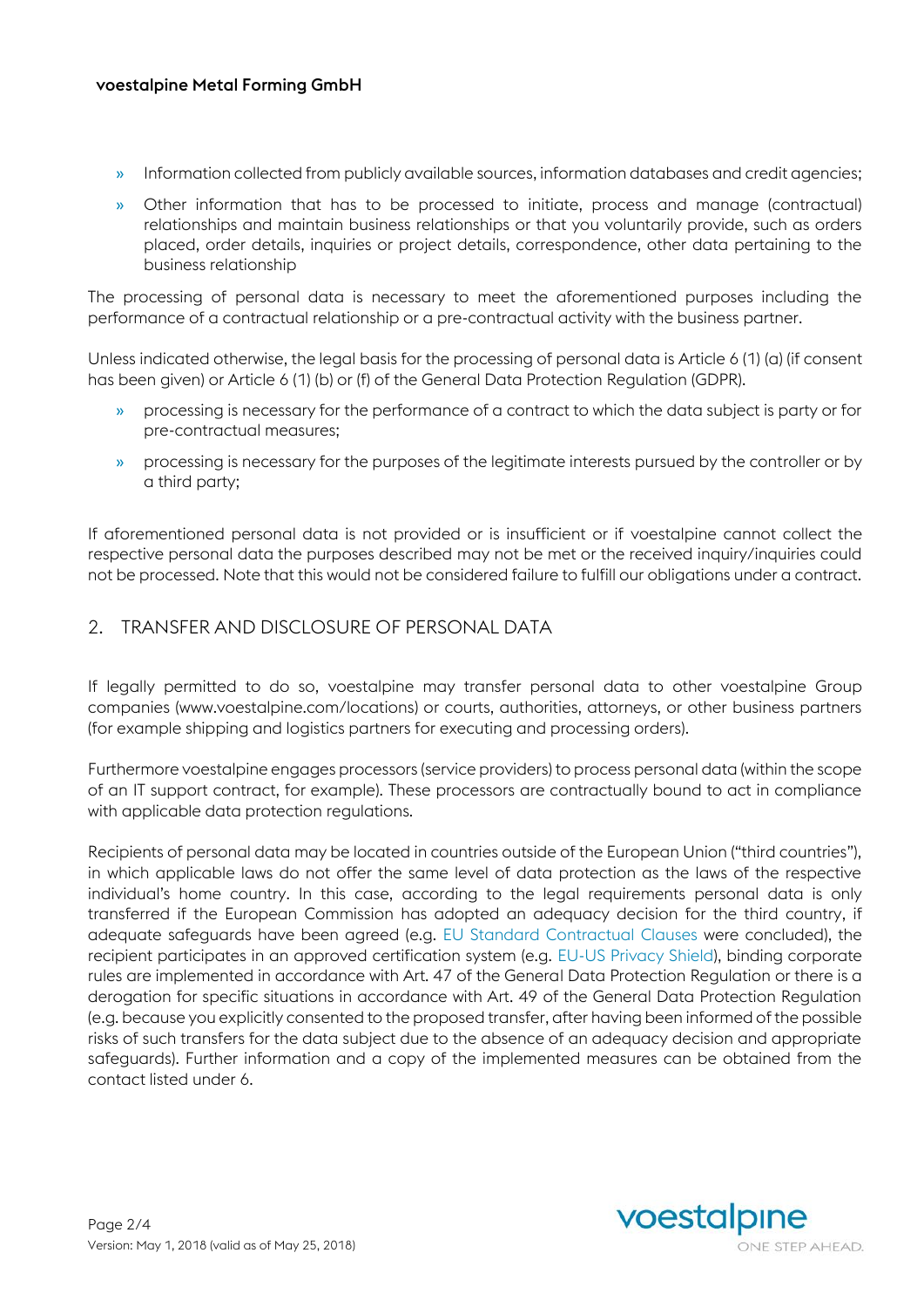- Information collected from publicly available sources, information databases and credit agencies;
- Other information that has to be processed to initiate, process and manage (contractual) relationships and maintain business relationships or that you voluntarily provide, such as orders placed, order details, inquiries or project details, correspondence, other data pertaining to the business relationship

The processing of personal data is necessary to meet the aforementioned purposes including the performance of a contractual relationship or a pre-contractual activity with the business partner.

Unless indicated otherwise, the legal basis for the processing of personal data is Article 6 (1) (a) (if consent has been given) or Article 6 (1) (b) or (f) of the General Data Protection Regulation (GDPR).

- processing is necessary for the performance of a contract to which the data subject is party or for pre-contractual measures;
- processing is necessary for the purposes of the legitimate interests pursued by the controller or by a third party;

If aforementioned personal data is not provided or is insufficient or if voestalpine cannot collect the respective personal data the purposes described may not be met or the received inquiry/inquiries could not be processed. Note that this would not be considered failure to fulfill our obligations under a contract.

## 2. TRANSFER AND DISCLOSURE OF PERSONAL DATA

If legally permitted to do so, voestalpine may transfer personal data to other voestalpine Group companies (www.voestalpine.com/locations) or courts, authorities, attorneys, or other business partners (for example shipping and logistics partners for executing and processing orders).

Furthermore voestalpine engages processors (service providers) to process personal data (within the scope of an IT support contract, for example). These processors are contractually bound to act in compliance with applicable data protection regulations.

Recipients of personal data may be located in countries outside of the European Union ("third countries"), in which applicable laws do not offer the same level of data protection as the laws of the respective individual's home country. In this case, according to the legal requirements personal data is only transferred if the European Commission has adopted an adequacy decision for the third country, if adequate safeguards have been agreed (e.g. EU Standard Contractual Clauses were concluded), the recipient participates in an approved certification system (e.g. EU-US Privacy Shield), binding corporate rules are implemented in accordance with Art. 47 of the General Data Protection Regulation or there is a derogation for specific situations in accordance with Art. 49 of the General Data Protection Regulation (e.g. because you explicitly consented to the proposed transfer, after having been informed of the possible risks of such transfers for the data subject due to the absence of an adequacy decision and appropriate safeguards). Further information and a copy of the implemented measures can be obtained from the contact listed under 6.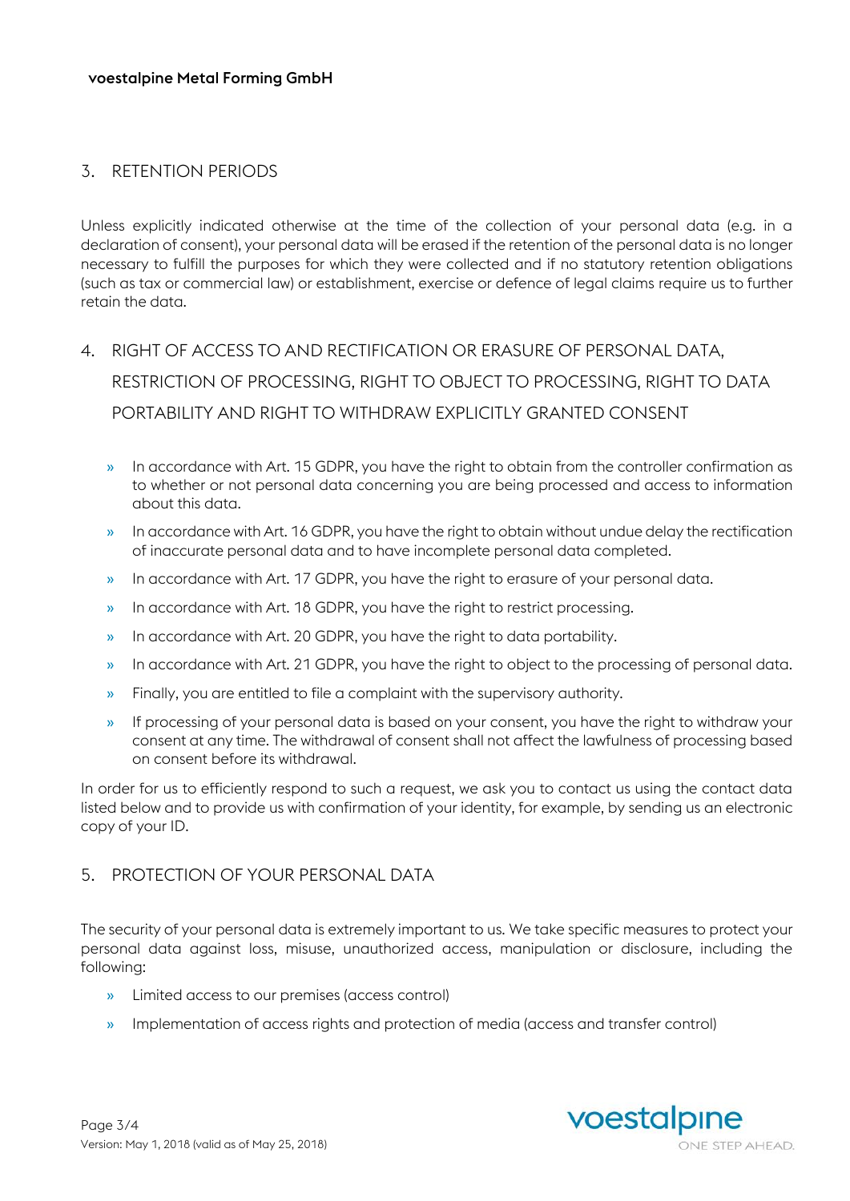## 3. RETENTION PERIODS

Unless explicitly indicated otherwise at the time of the collection of your personal data (e.g. in a declaration of consent), your personal data will be erased if the retention of the personal data is no longer necessary to fulfill the purposes for which they were collected and if no statutory retention obligations (such as tax or commercial law) or establishment, exercise or defence of legal claims require us to further retain the data.

## 4. RIGHT OF ACCESS TO AND RECTIFICATION OR ERASURE OF PERSONAL DATA, RESTRICTION OF PROCESSING, RIGHT TO OBJECT TO PROCESSING, RIGHT TO DATA PORTABILITY AND RIGHT TO WITHDRAW EXPLICITLY GRANTED CONSENT

- In accordance with Art. 15 GDPR, you have the right to obtain from the controller confirmation as to whether or not personal data concerning you are being processed and access to information about this data.
- In accordance with Art. 16 GDPR, you have the right to obtain without undue delay the rectification of inaccurate personal data and to have incomplete personal data completed.
- In accordance with Art. 17 GDPR, you have the right to erasure of your personal data.
- In accordance with Art. 18 GDPR, you have the right to restrict processing.
- In accordance with Art. 20 GDPR, you have the right to data portability.
- In accordance with Art. 21 GDPR, you have the right to object to the processing of personal data.
- Finally, you are entitled to file a complaint with the supervisory authority.
- If processing of your personal data is based on your consent, you have the right to withdraw your consent at any time. The withdrawal of consent shall not affect the lawfulness of processing based on consent before its withdrawal.

In order for us to efficiently respond to such a request, we ask you to contact us using the contact data listed below and to provide us with confirmation of your identity, for example, by sending us an electronic copy of your ID.

## 5. PROTECTION OF YOUR PERSONAL DATA

The security of your personal data is extremely important to us. We take specific measures to protect your personal data against loss, misuse, unauthorized access, manipulation or disclosure, including the following:

- Limited access to our premises (access control)
- Implementation of access rights and protection of media (access and transfer control)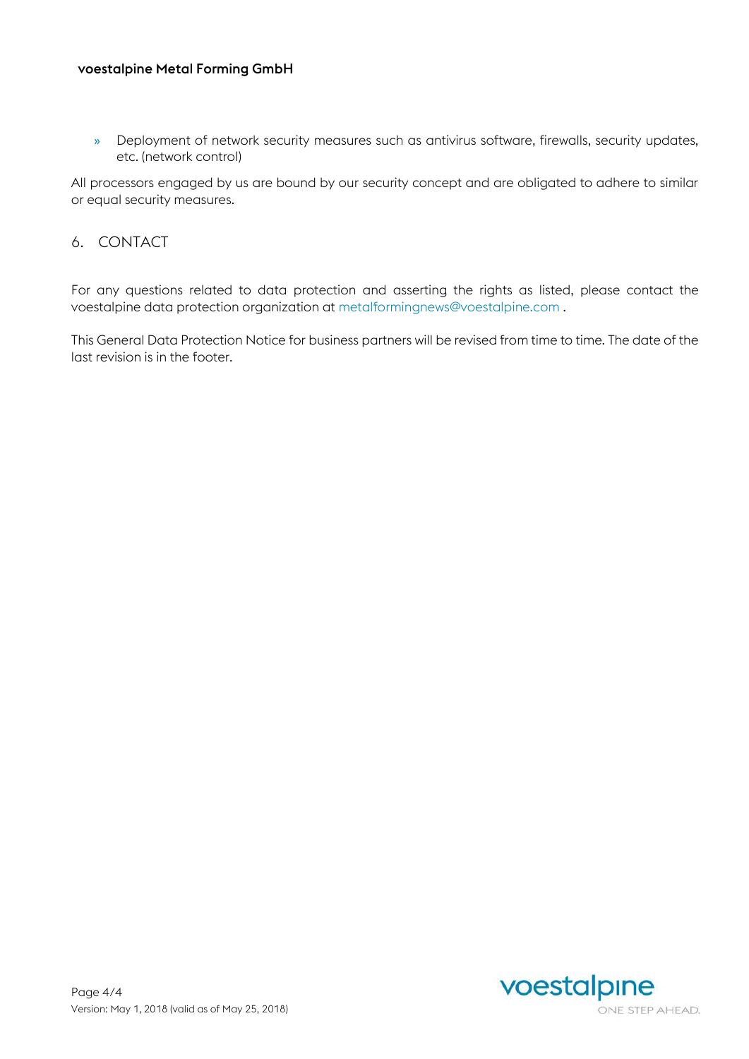- Deployment of network security measures such as antivirus software, firewalls, security updates, etc. (network control)

All processors engaged by us are bound by our security concept and are obligated to adhere to similar or equal security measures.

## 6. CONTACT

For any questions related to data protection and asserting the rights as listed, please contact the voestalpine data protection organization at metalformingnews@voestalpine.com .

This General Data Protection Notice for business partners will be revised from time to time. The date of the last revision is in the footer.

Version: May 1, 2018 (valid as of May 25, 2018)